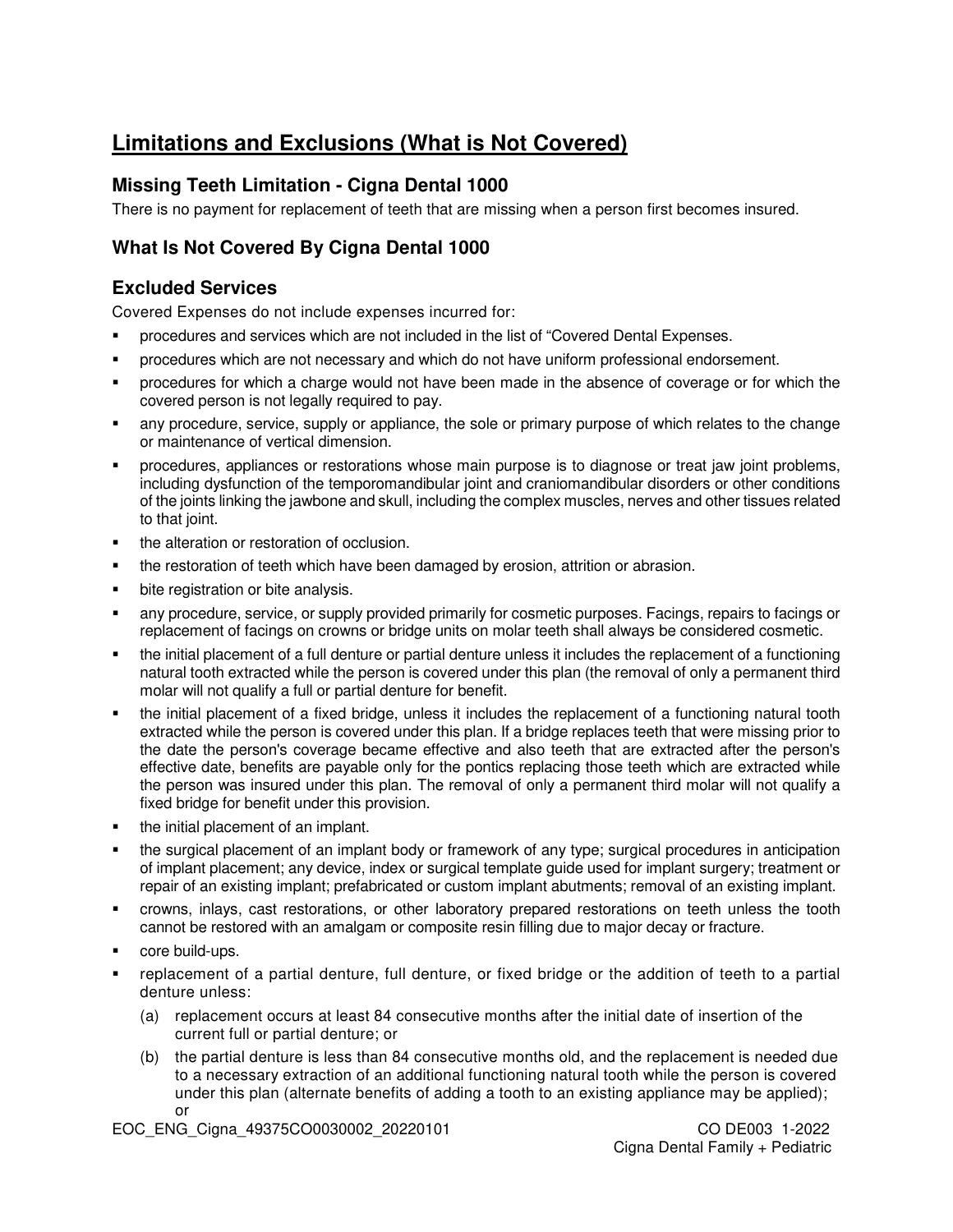# Limitations and Exclusions (What is Not Covered)

## Missing Teeth Limitation - Cigna Dental 1000

There is no payment for replacement of teeth that are missing when a person first becomes insured.

## What Is Not Covered By Cigna Dental 1000

## Excluded Services

Covered Expenses do not include expenses incurred for:

- procedures and services which are not included in the list of "Covered Dental Expenses.
- procedures which are not necessary and which do not have uniform professional endorsement.
- procedures for which a charge would not have been made in the absence of coverage or for which the covered person is not legally required to pay.
- any procedure, service, supply or appliance, the sole or primary purpose of which relates to the change or maintenance of vertical dimension.
- procedures, appliances or restorations whose main purpose is to diagnose or treat jaw joint problems, including dysfunction of the temporomandibular joint and craniomandibular disorders or other conditions of the joints linking the jawbone and skull, including the complex muscles, nerves and other tissues related to that joint.
- the alteration or restoration of occlusion.
- the restoration of teeth which have been damaged by erosion, attrition or abrasion.
- bite registration or bite analysis.
- any procedure, service, or supply provided primarily for cosmetic purposes. Facings, repairs to facings or replacement of facings on crowns or bridge units on molar teeth shall always be considered cosmetic.
- the initial placement of a full denture or partial denture unless it includes the replacement of a functioning natural tooth extracted while the person is covered under this plan (the removal of only a permanent third molar will not qualify a full or partial denture for benefit.
- the initial placement of a fixed bridge, unless it includes the replacement of a functioning natural tooth extracted while the person is covered under this plan. If a bridge replaces teeth that were missing prior to the date the person's coverage became effective and also teeth that are extracted after the person's effective date, benefits are payable only for the pontics replacing those teeth which are extracted while the person was insured under this plan. The removal of only a permanent third molar will not qualify a fixed bridge for benefit under this provision.
- the initial placement of an implant.
- the surgical placement of an implant body or framework of any type; surgical procedures in anticipation of implant placement; any device, index or surgical template guide used for implant surgery; treatment or repair of an existing implant; prefabricated or custom implant abutments; removal of an existing implant.
- crowns, inlays, cast restorations, or other laboratory prepared restorations on teeth unless the tooth cannot be restored with an amalgam or composite resin filling due to major decay or fracture.
- core build-ups.
- replacement of a partial denture, full denture, or fixed bridge or the addition of teeth to a partial denture unless:
  - (a) replacement occurs at least 84 consecutive months after the initial date of insertion of the current full or partial denture; or
  - (b) the partial denture is less than 84 consecutive months old, and the replacement is needed due to a necessary extraction of an additional functioning natural tooth while the person is covered under this plan (alternate benefits of adding a tooth to an existing appliance may be applied); or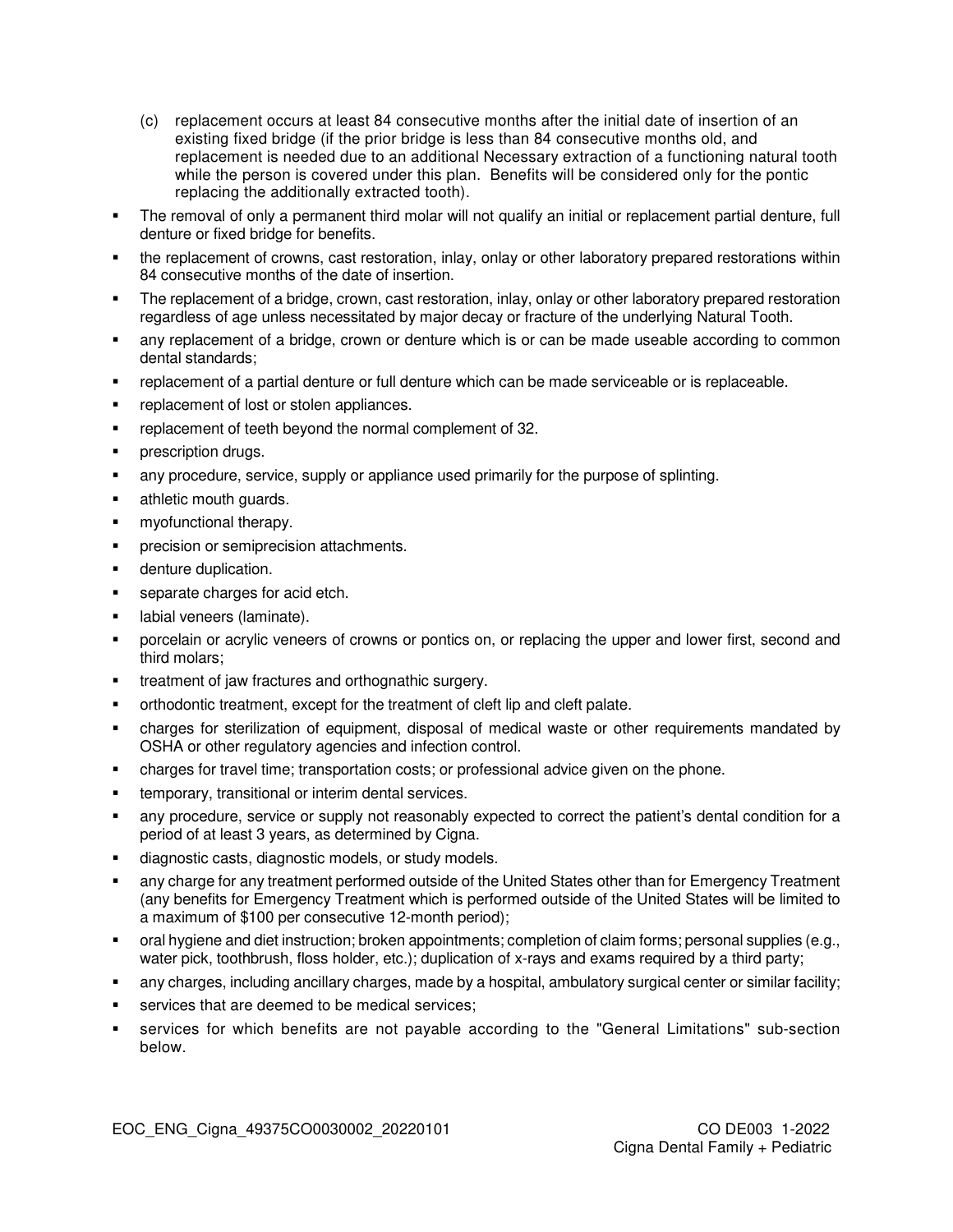(c) replacement occurs at least 84 consecutive months after the initial date of insertion of an existing fixed bridge (if the prior bridge is less than 84 consecutive months old, and replacement is needed due to an additional Necessary extraction of a functioning natural tooth while the person is covered under this plan. Benefits will be considered only for the pontic replacing the additionally extracted tooth).

- The removal of only a permanent third molar will not qualify an initial or replacement partial denture, full denture or fixed bridge for benefits.
- the replacement of crowns, cast restoration, inlay, onlay or other laboratory prepared restorations within 84 consecutive months of the date of insertion.
- The replacement of a bridge, crown, cast restoration, inlay, onlay or other laboratory prepared restoration regardless of age unless necessitated by major decay or fracture of the underlying Natural Tooth.
- any replacement of a bridge, crown or denture which is or can be made useable according to common dental standards;
- replacement of a partial denture or full denture which can be made serviceable or is replaceable.
- replacement of lost or stolen appliances.
- replacement of teeth beyond the normal complement of 32.
- prescription drugs.
- any procedure, service, supply or appliance used primarily for the purpose of splinting.
- athletic mouth guards.
- myofunctional therapy.
- precision or semiprecision attachments.
- denture duplication.
- separate charges for acid etch.
- labial veneers (laminate).
- porcelain or acrylic veneers of crowns or pontics on, or replacing the upper and lower first, second and third molars;
- treatment of jaw fractures and orthognathic surgery.
- orthodontic treatment, except for the treatment of cleft lip and cleft palate.
- charges for sterilization of equipment, disposal of medical waste or other requirements mandated by OSHA or other regulatory agencies and infection control.
- charges for travel time; transportation costs; or professional advice given on the phone.
- temporary, transitional or interim dental services.
- any procedure, service or supply not reasonably expected to correct the patient's dental condition for a period of at least 3 years, as determined by Cigna.
- diagnostic casts, diagnostic models, or study models.
- any charge for any treatment performed outside of the United States other than for Emergency Treatment (any benefits for Emergency Treatment which is performed outside of the United States will be limited to a maximum of $100 per consecutive 12-month period);
- oral hygiene and diet instruction; broken appointments; completion of claim forms; personal supplies (e.g., water pick, toothbrush, floss holder, etc.); duplication of x-rays and exams required by a third party;
- any charges, including ancillary charges, made by a hospital, ambulatory surgical center or similar facility;
- services that are deemed to be medical services;
- services for which benefits are not payable according to the "General Limitations" sub-section below.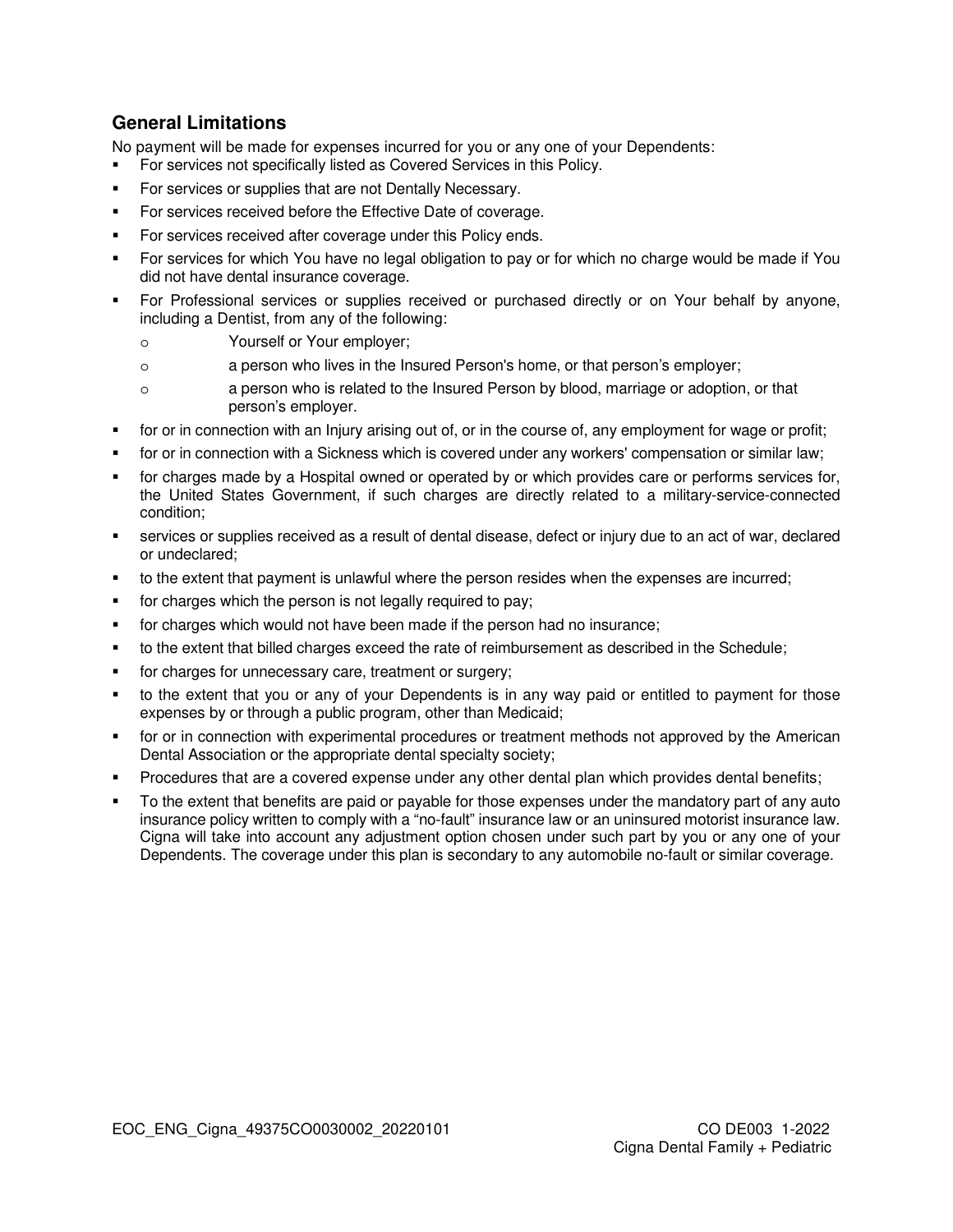## General Limitations

No payment will be made for expenses incurred for you or any one of your Dependents:

- For services not specifically listed as Covered Services in this Policy.
- For services or supplies that are not Dentally Necessary.
- For services received before the Effective Date of coverage.
- For services received after coverage under this Policy ends.
- For services for which You have no legal obligation to pay or for which no charge would be made if You did not have dental insurance coverage.
- For Professional services or supplies received or purchased directly or on Your behalf by anyone, including a Dentist, from any of the following:
    - Yourself or Your employer;
    - a person who lives in the Insured Person's home, or that person's employer;
    - a person who is related to the Insured Person by blood, marriage or adoption, or that person's employer.
- for or in connection with an Injury arising out of, or in the course of, any employment for wage or profit;
- for or in connection with a Sickness which is covered under any workers' compensation or similar law;
- for charges made by a Hospital owned or operated by or which provides care or performs services for, the United States Government, if such charges are directly related to a military-service-connected condition;
- services or supplies received as a result of dental disease, defect or injury due to an act of war, declared or undeclared;
- to the extent that payment is unlawful where the person resides when the expenses are incurred;
- for charges which the person is not legally required to pay;
- for charges which would not have been made if the person had no insurance;
- to the extent that billed charges exceed the rate of reimbursement as described in the Schedule;
- for charges for unnecessary care, treatment or surgery;
- to the extent that you or any of your Dependents is in any way paid or entitled to payment for those expenses by or through a public program, other than Medicaid;
- for or in connection with experimental procedures or treatment methods not approved by the American Dental Association or the appropriate dental specialty society;
- Procedures that are a covered expense under any other dental plan which provides dental benefits;
- To the extent that benefits are paid or payable for those expenses under the mandatory part of any auto insurance policy written to comply with a "no-fault" insurance law or an uninsured motorist insurance law. Cigna will take into account any adjustment option chosen under such part by you or any one of your Dependents. The coverage under this plan is secondary to any automobile no-fault or similar coverage.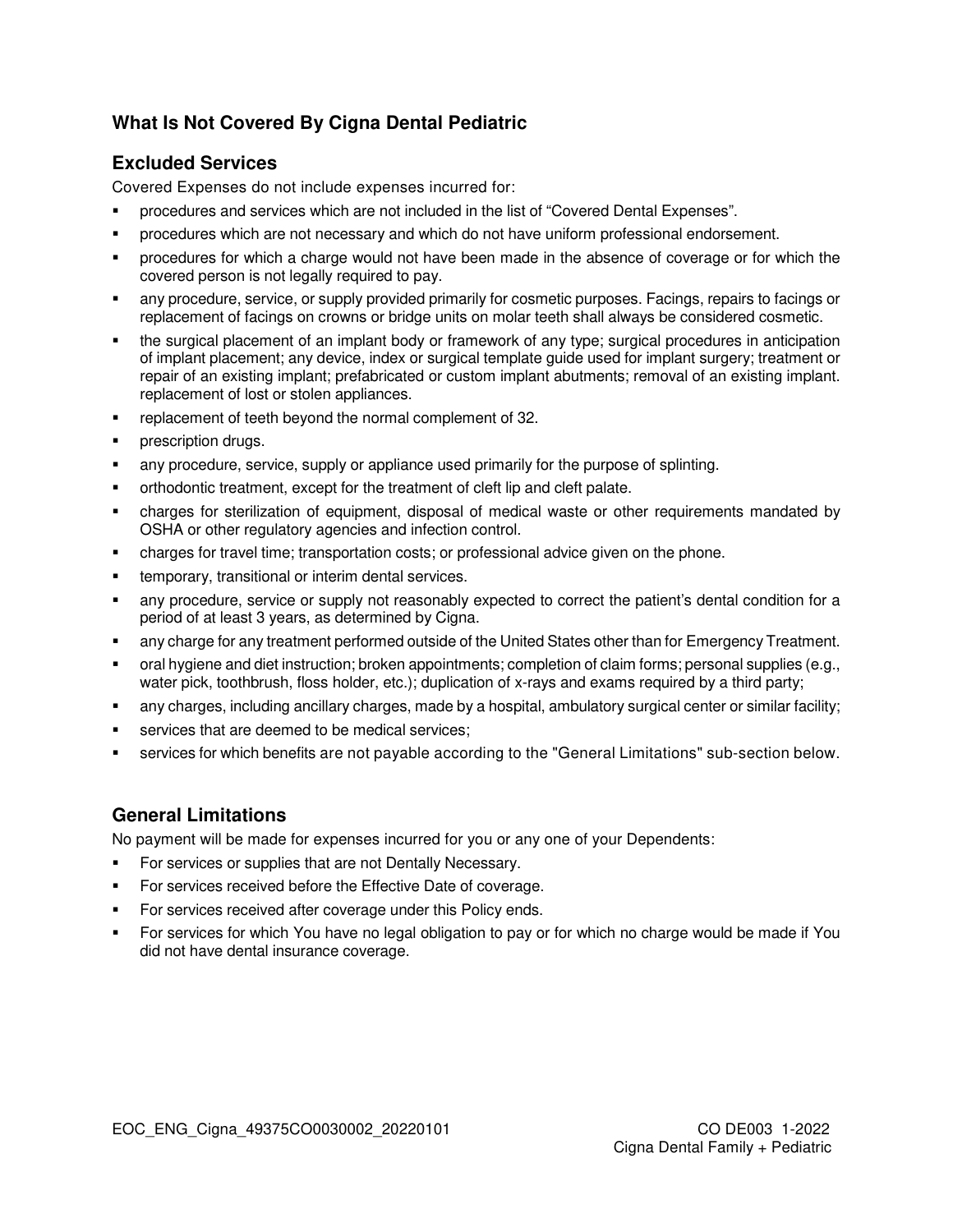## What Is Not Covered By Cigna Dental Pediatric

### Excluded Services

Covered Expenses do not include expenses incurred for:

- procedures and services which are not included in the list of "Covered Dental Expenses".
- procedures which are not necessary and which do not have uniform professional endorsement.
- procedures for which a charge would not have been made in the absence of coverage or for which the covered person is not legally required to pay.
- any procedure, service, or supply provided primarily for cosmetic purposes. Facings, repairs to facings or replacement of facings on crowns or bridge units on molar teeth shall always be considered cosmetic.
- the surgical placement of an implant body or framework of any type; surgical procedures in anticipation of implant placement; any device, index or surgical template guide used for implant surgery; treatment or repair of an existing implant; prefabricated or custom implant abutments; removal of an existing implant. replacement of lost or stolen appliances.
- replacement of teeth beyond the normal complement of 32.
- prescription drugs.
- any procedure, service, supply or appliance used primarily for the purpose of splinting.
- orthodontic treatment, except for the treatment of cleft lip and cleft palate.
- charges for sterilization of equipment, disposal of medical waste or other requirements mandated by OSHA or other regulatory agencies and infection control.
- charges for travel time; transportation costs; or professional advice given on the phone.
- temporary, transitional or interim dental services.
- any procedure, service or supply not reasonably expected to correct the patient's dental condition for a period of at least 3 years, as determined by Cigna.
- any charge for any treatment performed outside of the United States other than for Emergency Treatment.
- oral hygiene and diet instruction; broken appointments; completion of claim forms; personal supplies (e.g., water pick, toothbrush, floss holder, etc.); duplication of x-rays and exams required by a third party;
- any charges, including ancillary charges, made by a hospital, ambulatory surgical center or similar facility;
- services that are deemed to be medical services;
- services for which benefits are not payable according to the "General Limitations" sub-section below.

### General Limitations

No payment will be made for expenses incurred for you or any one of your Dependents:

- For services or supplies that are not Dentally Necessary.
- For services received before the Effective Date of coverage.
- For services received after coverage under this Policy ends.
- For services for which You have no legal obligation to pay or for which no charge would be made if You did not have dental insurance coverage.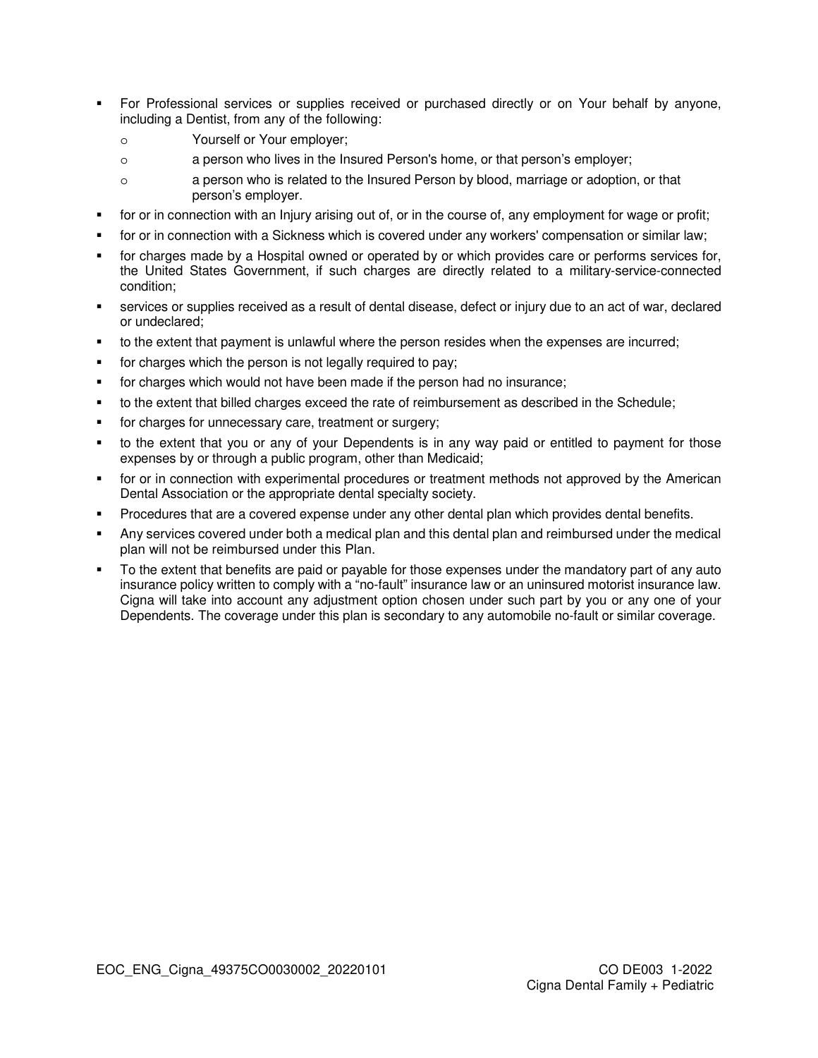- For Professional services or supplies received or purchased directly or on Your behalf by anyone, including a Dentist, from any of the following:
  - Yourself or Your employer;
  - a person who lives in the Insured Person's home, or that person's employer;
  - a person who is related to the Insured Person by blood, marriage or adoption, or that person's employer.
- for or in connection with an Injury arising out of, or in the course of, any employment for wage or profit;
- for or in connection with a Sickness which is covered under any workers' compensation or similar law;
- for charges made by a Hospital owned or operated by or which provides care or performs services for, the United States Government, if such charges are directly related to a military-service-connected condition;
- services or supplies received as a result of dental disease, defect or injury due to an act of war, declared or undeclared;
- to the extent that payment is unlawful where the person resides when the expenses are incurred;
- for charges which the person is not legally required to pay;
- for charges which would not have been made if the person had no insurance;
- to the extent that billed charges exceed the rate of reimbursement as described in the Schedule;
- for charges for unnecessary care, treatment or surgery;
- to the extent that you or any of your Dependents is in any way paid or entitled to payment for those expenses by or through a public program, other than Medicaid;
- for or in connection with experimental procedures or treatment methods not approved by the American Dental Association or the appropriate dental specialty society.
- Procedures that are a covered expense under any other dental plan which provides dental benefits.
- Any services covered under both a medical plan and this dental plan and reimbursed under the medical plan will not be reimbursed under this Plan.
- To the extent that benefits are paid or payable for those expenses under the mandatory part of any auto insurance policy written to comply with a "no-fault" insurance law or an uninsured motorist insurance law. Cigna will take into account any adjustment option chosen under such part by you or any one of your Dependents. The coverage under this plan is secondary to any automobile no-fault or similar coverage.